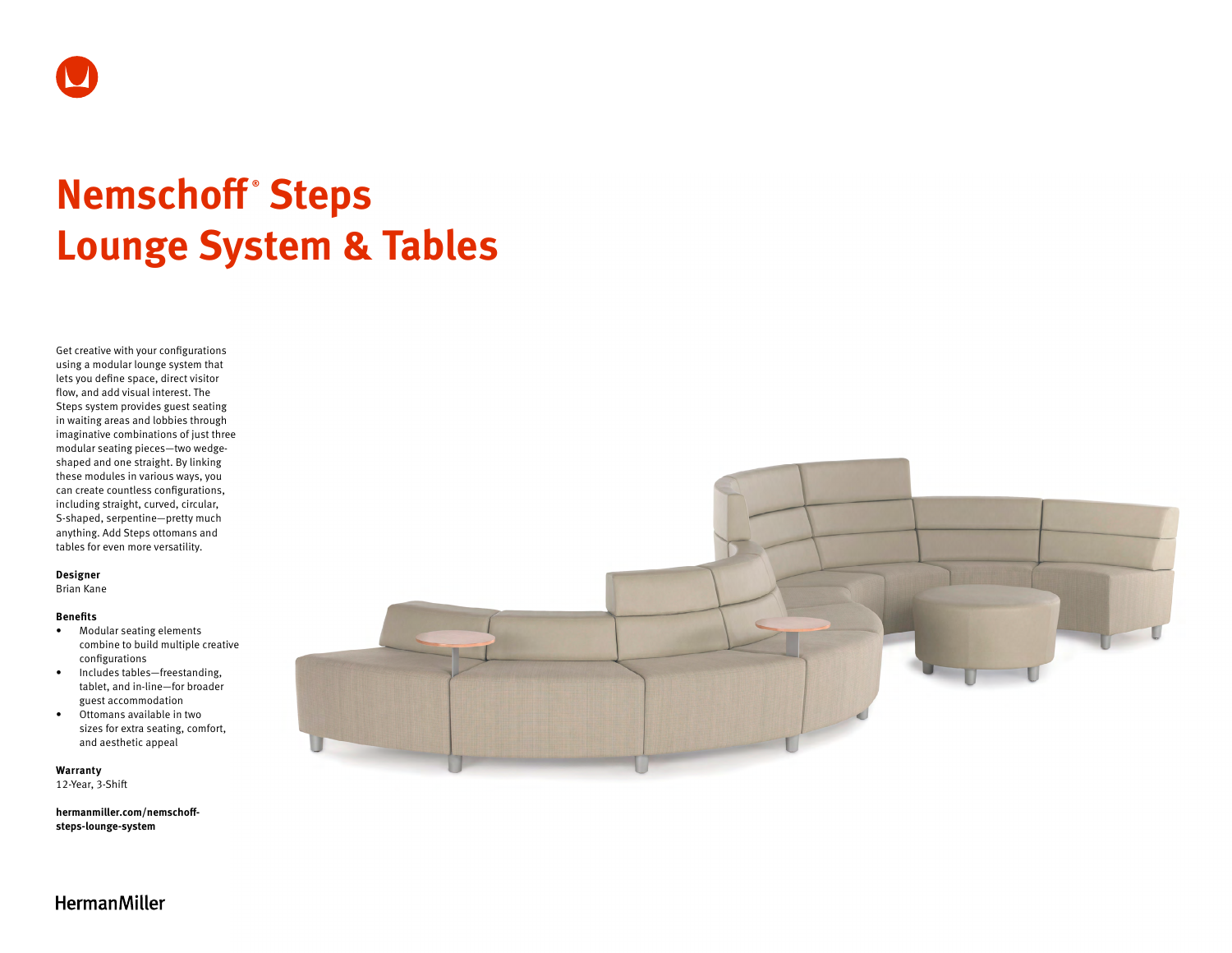# Nemschoff® Steps Lounge System & Tables

Get creative with your configurations using a modular lounge system that lets you define space, direct visitor flow, and add visual interest. The Steps system provides guest seating in waiting areas and lobbies through imaginative combinations of just three modular seating pieces—two wedge-shaped and one straight. By linking these modules in various ways, you can create countless configurations, including straight, curved, circular, S-shaped, serpentine—pretty much anything. Add Steps ottomans and tables for even more versatility.

**Designer**
Brian Kane

**Benefits**

- Modular seating elements combine to build multiple creative configurations
- Includes tables—freestanding, tablet, and in-line—for broader guest accommodation
- Ottomans available in two sizes for extra seating, comfort, and aesthetic appeal

**Warranty**
12-Year, 3-Shift

**hermanmiller.com/nemschoff-steps-lounge-system**

HermanMiller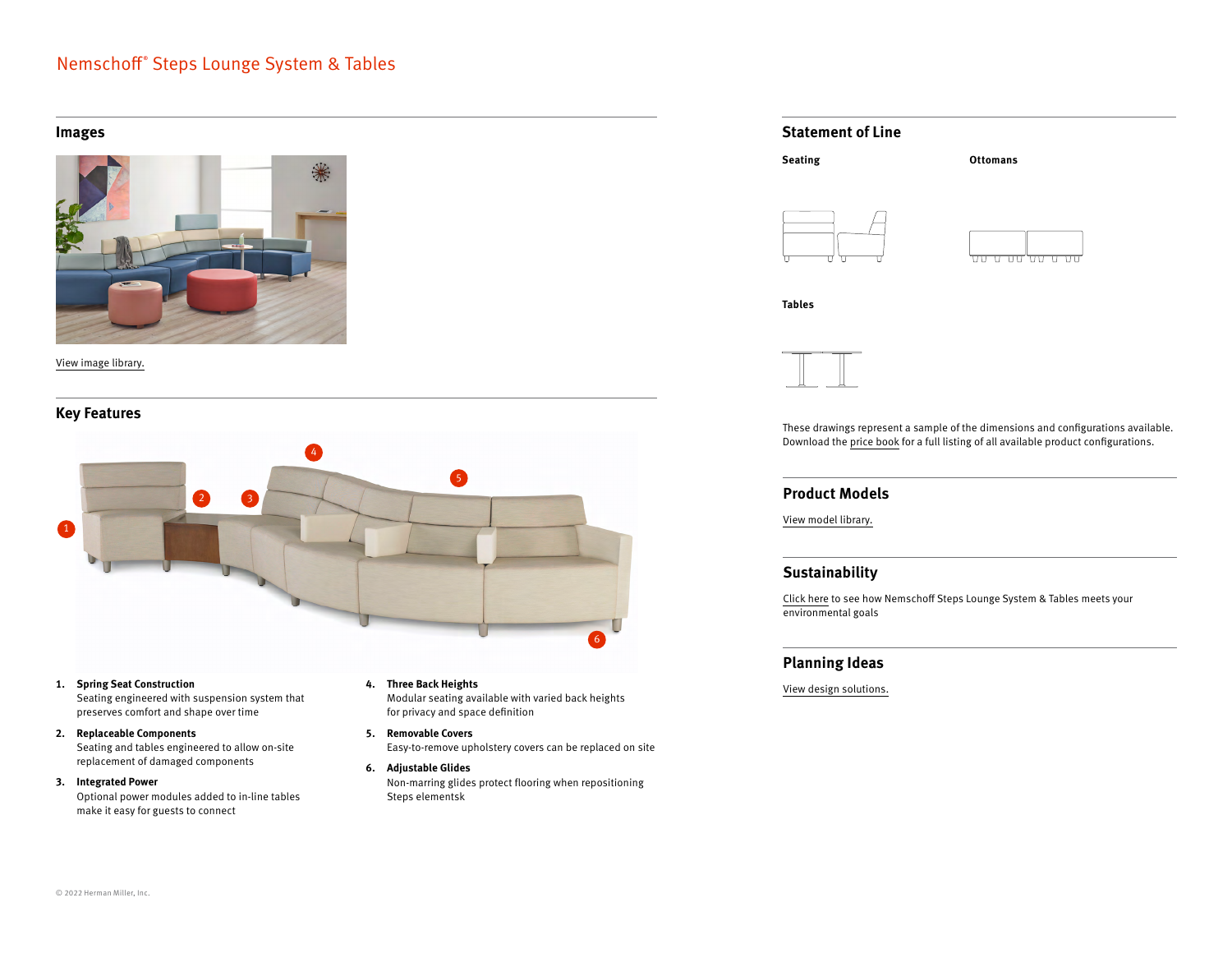# Nemschoff® Steps Lounge System & Tables

## Images

View image library.

## Key Features

1. **Spring Seat Construction**
   Seating engineered with suspension system that preserves comfort and shape over time
2. **Replaceable Components**
   Seating and tables engineered to allow on-site replacement of damaged components
3. **Integrated Power**
   Optional power modules added to in-line tables make it easy for guests to connect
4. **Three Back Heights**
   Modular seating available with varied back heights for privacy and space definition
5. **Removable Covers**
   Easy-to-remove upholstery covers can be replaced on site
6. **Adjustable Glides**
   Non-marring glides protect flooring when repositioning Steps elementsk

## Statement of Line

**Seating**

**Ottomans**

**Tables**

These drawings represent a sample of the dimensions and configurations available. Download the price book for a full listing of all available product configurations.

## Product Models

View model library.

## Sustainability

Click here to see how Nemschoff Steps Lounge System & Tables meets your environmental goals

## Planning Ideas

View design solutions.

© 2022 Herman Miller, Inc.